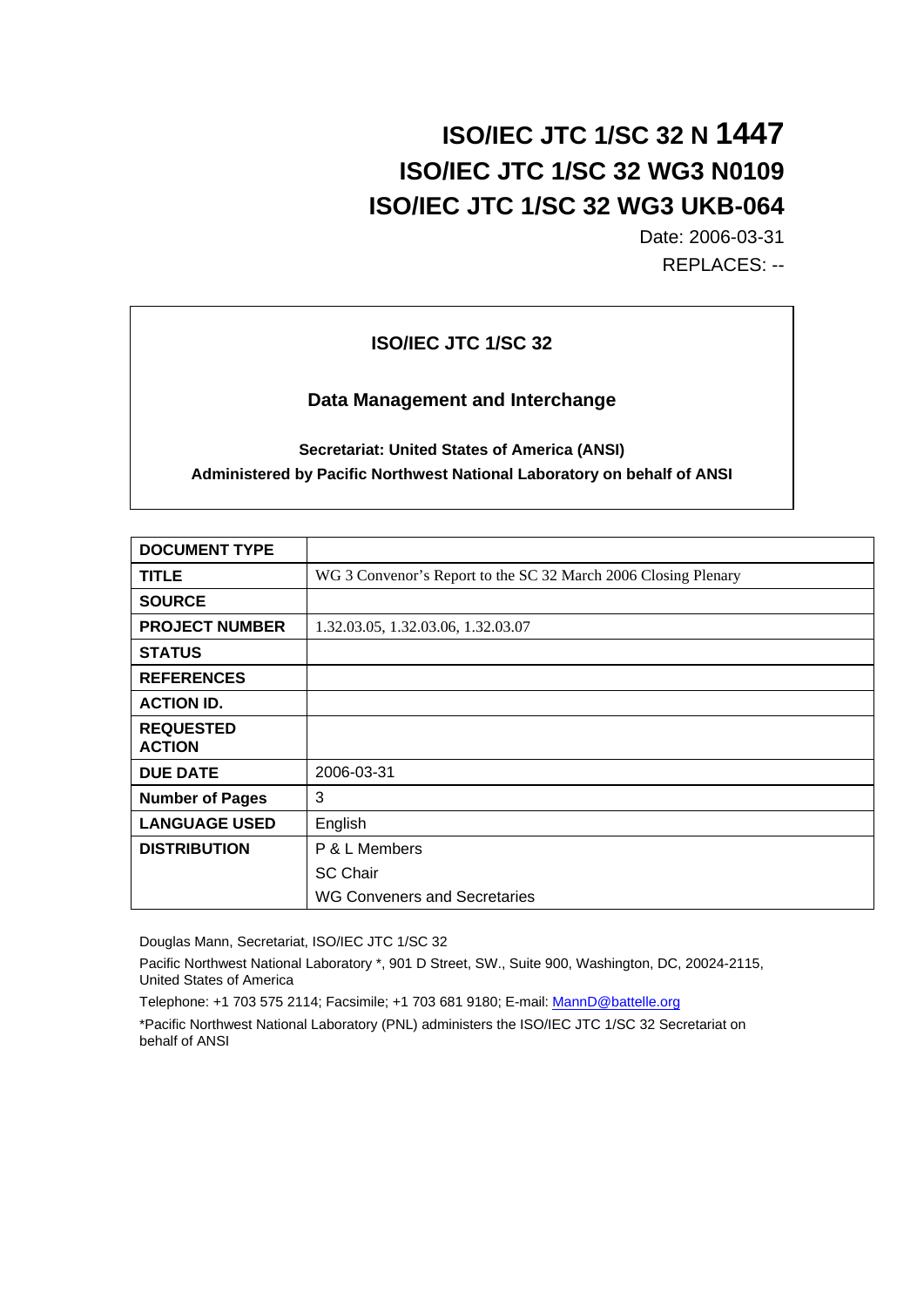# ISO/IEC JTC 1/SC 32 N 1447
# ISO/IEC JTC 1/SC 32 WG3 N0109
# ISO/IEC JTC 1/SC 32 WG3 UKB-064

Date: 2006-03-31

REPLACES: --

---

**ISO/IEC JTC 1/SC 32**

**Data Management and Interchange**

**Secretariat: United States of America (ANSI)**

**Administered by Pacific Northwest National Laboratory on behalf of ANSI**

---

| | |
|---|---|
| **DOCUMENT TYPE** | |
| **TITLE** | WG 3 Convenor's Report to the SC 32 March 2006 Closing Plenary |
| **SOURCE** | |
| **PROJECT NUMBER** | 1.32.03.05, 1.32.03.06, 1.32.03.07 |
| **STATUS** | |
| **REFERENCES** | |
| **ACTION ID.** | |
| **REQUESTED ACTION** | |
| **DUE DATE** | 2006-03-31 |
| **Number of Pages** | 3 |
| **LANGUAGE USED** | English |
| **DISTRIBUTION** | P & L Members<br>SC Chair<br>WG Conveners and Secretaries |

Douglas Mann, Secretariat, ISO/IEC JTC 1/SC 32

Pacific Northwest National Laboratory *, 901 D Street, SW., Suite 900, Washington, DC, 20024-2115, United States of America

Telephone: +1 703 575 2114; Facsimile; +1 703 681 9180; E-mail: MannD@battelle.org

*Pacific Northwest National Laboratory (PNL) administers the ISO/IEC JTC 1/SC 32 Secretariat on behalf of ANSI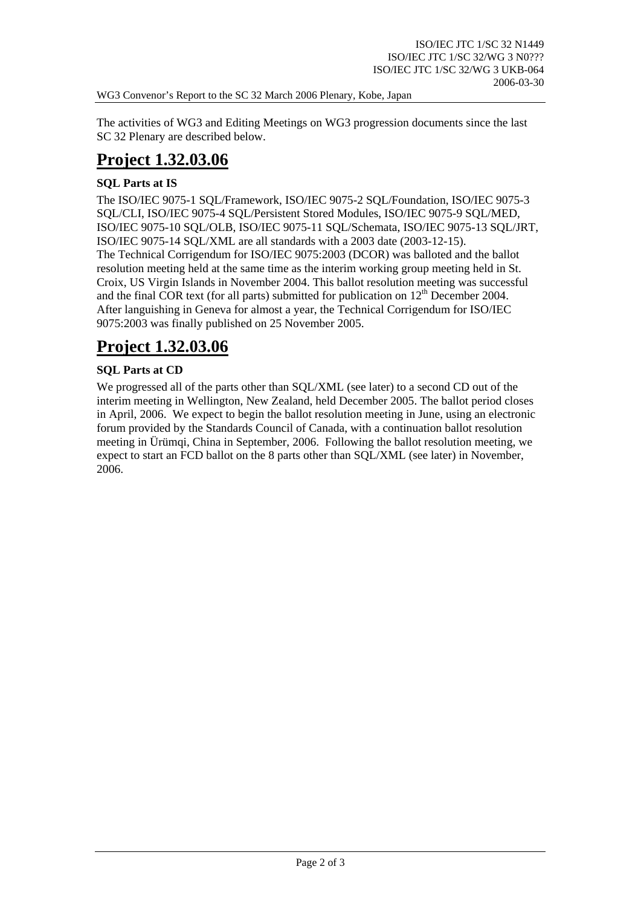The activities of WG3 and Editing Meetings on WG3 progression documents since the last SC 32 Plenary are described below.

# Project 1.32.03.06

### SQL Parts at IS

The ISO/IEC 9075-1 SQL/Framework, ISO/IEC 9075-2 SQL/Foundation, ISO/IEC 9075-3 SQL/CLI, ISO/IEC 9075-4 SQL/Persistent Stored Modules, ISO/IEC 9075-9 SQL/MED, ISO/IEC 9075-10 SQL/OLB, ISO/IEC 9075-11 SQL/Schemata, ISO/IEC 9075-13 SQL/JRT, ISO/IEC 9075-14 SQL/XML are all standards with a 2003 date (2003-12-15).
The Technical Corrigendum for ISO/IEC 9075:2003 (DCOR) was balloted and the ballot resolution meeting held at the same time as the interim working group meeting held in St. Croix, US Virgin Islands in November 2004. This ballot resolution meeting was successful and the final COR text (for all parts) submitted for publication on 12th December 2004. After languishing in Geneva for almost a year, the Technical Corrigendum for ISO/IEC 9075:2003 was finally published on 25 November 2005.

# Project 1.32.03.06

### SQL Parts at CD

We progressed all of the parts other than SQL/XML (see later) to a second CD out of the interim meeting in Wellington, New Zealand, held December 2005. The ballot period closes in April, 2006. We expect to begin the ballot resolution meeting in June, using an electronic forum provided by the Standards Council of Canada, with a continuation ballot resolution meeting in Ürümqi, China in September, 2006. Following the ballot resolution meeting, we expect to start an FCD ballot on the 8 parts other than SQL/XML (see later) in November, 2006.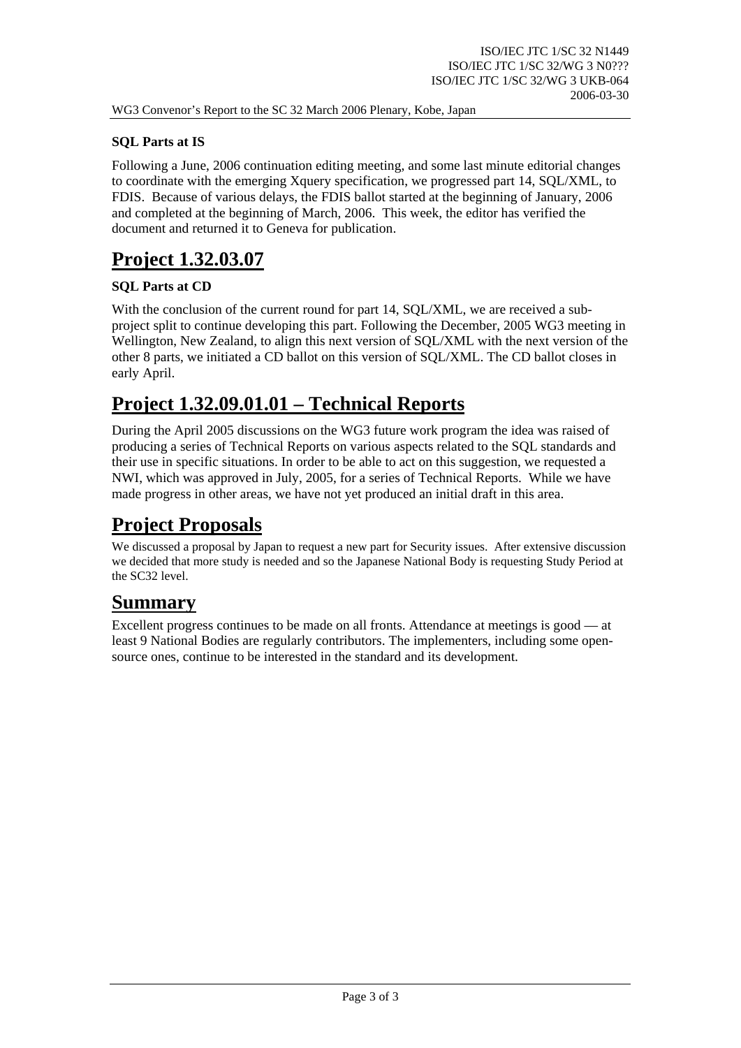**SQL Parts at IS**

Following a June, 2006 continuation editing meeting, and some last minute editorial changes to coordinate with the emerging Xquery specification, we progressed part 14, SQL/XML, to FDIS. Because of various delays, the FDIS ballot started at the beginning of January, 2006 and completed at the beginning of March, 2006. This week, the editor has verified the document and returned it to Geneva for publication.

# Project 1.32.03.07

**SQL Parts at CD**

With the conclusion of the current round for part 14, SQL/XML, we are received a sub-project split to continue developing this part. Following the December, 2005 WG3 meeting in Wellington, New Zealand, to align this next version of SQL/XML with the next version of the other 8 parts, we initiated a CD ballot on this version of SQL/XML. The CD ballot closes in early April.

# Project 1.32.09.01.01 – Technical Reports

During the April 2005 discussions on the WG3 future work program the idea was raised of producing a series of Technical Reports on various aspects related to the SQL standards and their use in specific situations. In order to be able to act on this suggestion, we requested a NWI, which was approved in July, 2005, for a series of Technical Reports. While we have made progress in other areas, we have not yet produced an initial draft in this area.

# Project Proposals

We discussed a proposal by Japan to request a new part for Security issues. After extensive discussion we decided that more study is needed and so the Japanese National Body is requesting Study Period at the SC32 level.

## Summary

Excellent progress continues to be made on all fronts. Attendance at meetings is good — at least 9 National Bodies are regularly contributors. The implementers, including some open-source ones, continue to be interested in the standard and its development.